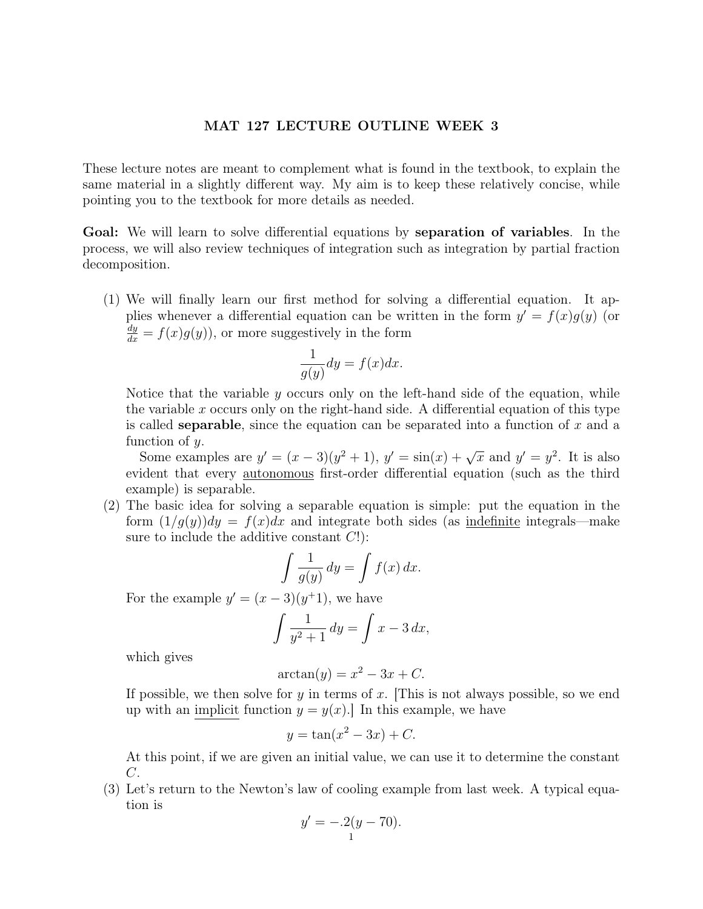# MAT 127 LECTURE OUTLINE WEEK 3

These lecture notes are meant to complement what is found in the textbook, to explain the same material in a slightly different way. My aim is to keep these relatively concise, while pointing you to the textbook for more details as needed.

**Goal:** We will learn to solve differential equations by **separation of variables**. In the process, we will also review techniques of integration such as integration by partial fraction decomposition.

(1) We will finally learn our first method for solving a differential equation. It applies whenever a differential equation can be written in the form $y' = f(x)g(y)$ (or $\frac{dy}{dx} = f(x)g(y)$), or more suggestively in the form

$$\frac{1}{g(y)}dy = f(x)dx.$$

Notice that the variable $y$ occurs only on the left-hand side of the equation, while the variable $x$ occurs only on the right-hand side. A differential equation of this type is called **separable**, since the equation can be separated into a function of $x$ and a function of $y$.

Some examples are $y' = (x-3)(y^2+1)$, $y' = \sin(x) + \sqrt{x}$ and $y' = y^2$. It is also evident that every <u>autonomous</u> first-order differential equation (such as the third example) is separable.

(2) The basic idea for solving a separable equation is simple: put the equation in the form $(1/g(y))dy = f(x)dx$ and integrate both sides (as <u>indefinite</u> integrals—make sure to include the additive constant $C$!):

$$\int \frac{1}{g(y)}\,dy = \int f(x)\,dx.$$

For the example $y' = (x-3)(y^+1)$, we have

$$\int \frac{1}{y^2+1}\,dy = \int x - 3\,dx,$$

which gives

$$\arctan(y) = x^2 - 3x + C.$$

If possible, we then solve for $y$ in terms of $x$. [This is not always possible, so we end up with an <u>implicit</u> function $y = y(x)$.] In this example, we have

$$y = \tan(x^2 - 3x) + C.$$

At this point, if we are given an initial value, we can use it to determine the constant $C$.

(3) Let's return to the Newton's law of cooling example from last week. A typical equation is

$$y' = -.2(y - 70).$$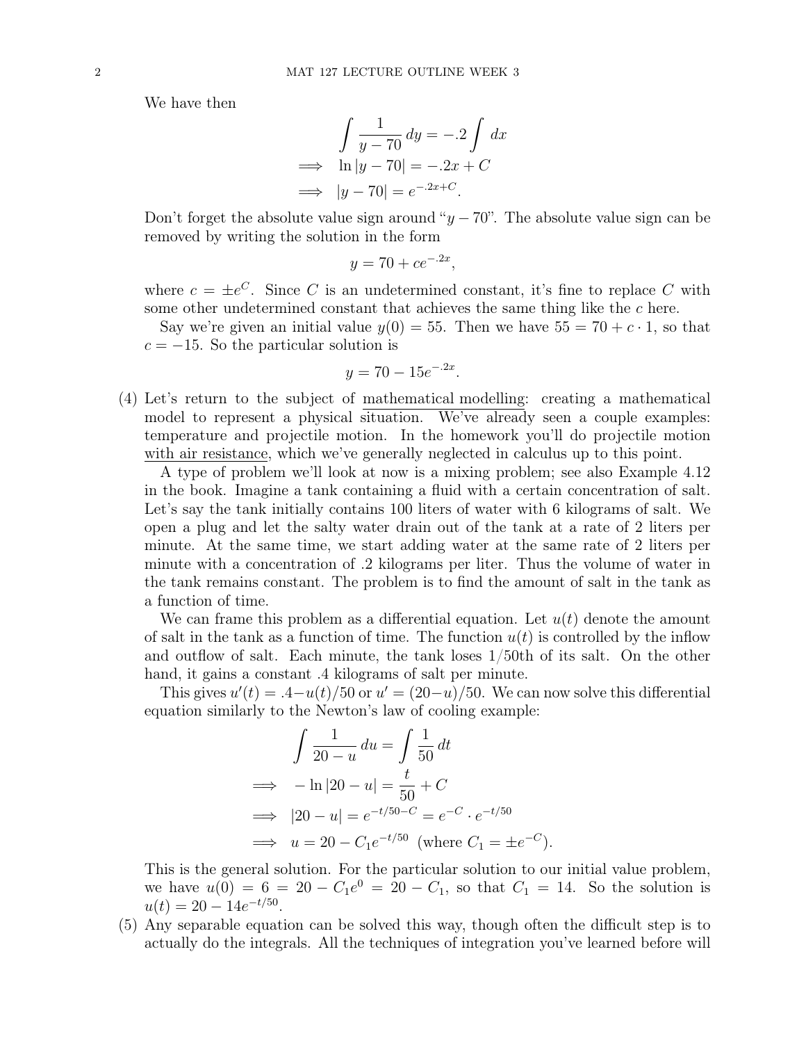We have then

$$\int \frac{1}{y-70}\,dy = -.2\int dx$$
$$\implies \ln|y-70| = -.2x + C$$
$$\implies |y-70| = e^{-.2x+C}.$$

Don't forget the absolute value sign around "$y-70$". The absolute value sign can be removed by writing the solution in the form

$$y = 70 + ce^{-.2x},$$

where $c = \pm e^C$. Since $C$ is an undetermined constant, it's fine to replace $C$ with some other undetermined constant that achieves the same thing like the $c$ here.

Say we're given an initial value $y(0) = 55$. Then we have $55 = 70 + c \cdot 1$, so that $c = -15$. So the particular solution is

$$y = 70 - 15e^{-.2x}.$$

(4) Let's return to the subject of mathematical modelling: creating a mathematical model to represent a physical situation. We've already seen a couple examples: temperature and projectile motion. In the homework you'll do projectile motion with air resistance, which we've generally neglected in calculus up to this point.

A type of problem we'll look at now is a mixing problem; see also Example 4.12 in the book. Imagine a tank containing a fluid with a certain concentration of salt. Let's say the tank initially contains 100 liters of water with 6 kilograms of salt. We open a plug and let the salty water drain out of the tank at a rate of 2 liters per minute. At the same time, we start adding water at the same rate of 2 liters per minute with a concentration of .2 kilograms per liter. Thus the volume of water in the tank remains constant. The problem is to find the amount of salt in the tank as a function of time.

We can frame this problem as a differential equation. Let $u(t)$ denote the amount of salt in the tank as a function of time. The function $u(t)$ is controlled by the inflow and outflow of salt. Each minute, the tank loses 1/50th of its salt. On the other hand, it gains a constant .4 kilograms of salt per minute.

This gives $u'(t) = .4 - u(t)/50$ or $u' = (20-u)/50$. We can now solve this differential equation similarly to the Newton's law of cooling example:

$$\int \frac{1}{20-u}\,du = \int \frac{1}{50}\,dt$$
$$\implies -\ln|20-u| = \frac{t}{50} + C$$
$$\implies |20-u| = e^{-t/50-C} = e^{-C}\cdot e^{-t/50}$$
$$\implies u = 20 - C_1 e^{-t/50} \text{ (where } C_1 = \pm e^{-C}).$$

This is the general solution. For the particular solution to our initial value problem, we have $u(0) = 6 = 20 - C_1 e^0 = 20 - C_1$, so that $C_1 = 14$. So the solution is $u(t) = 20 - 14e^{-t/50}$.

(5) Any separable equation can be solved this way, though often the difficult step is to actually do the integrals. All the techniques of integration you've learned before will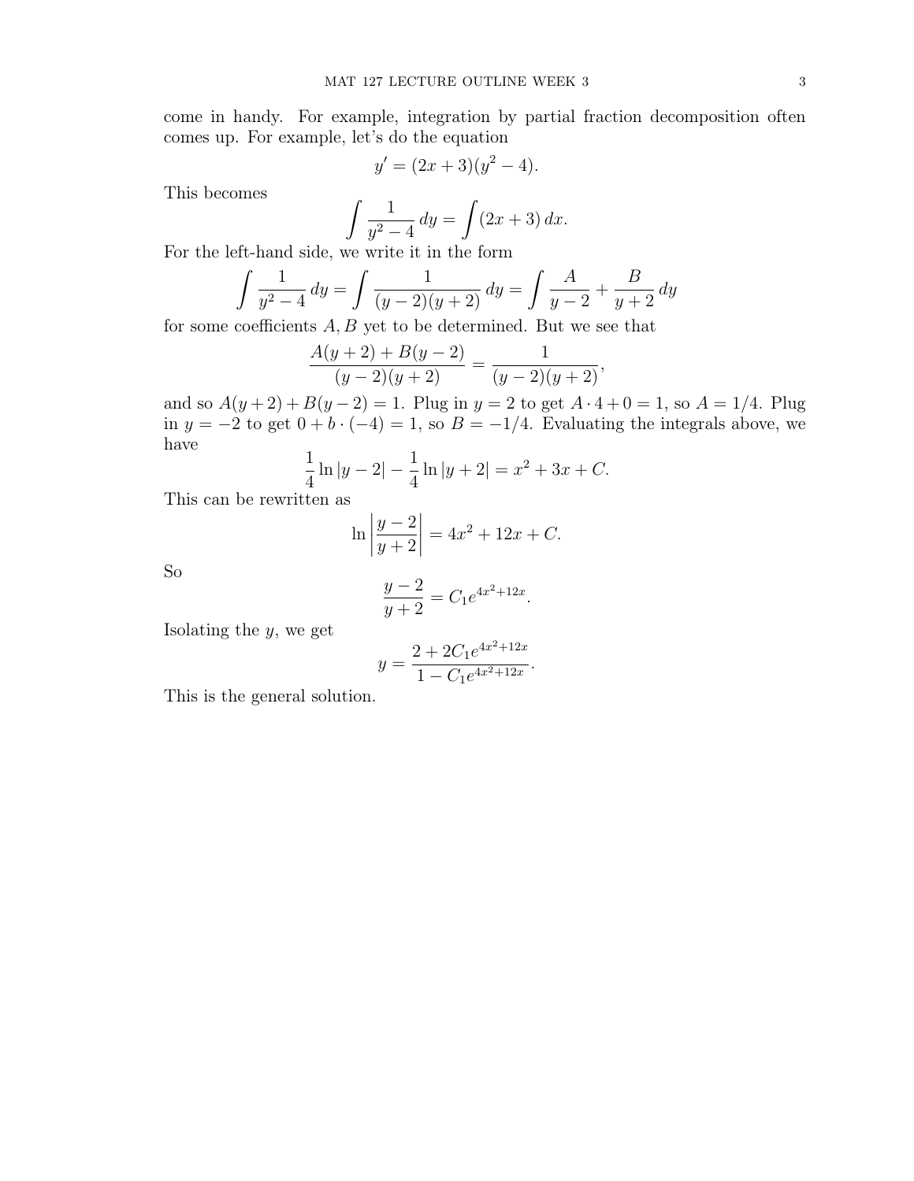come in handy. For example, integration by partial fraction decomposition often comes up. For example, let's do the equation

$$y' = (2x + 3)(y^2 - 4).$$

This becomes

$$\int \frac{1}{y^2 - 4}\, dy = \int (2x + 3)\, dx.$$

For the left-hand side, we write it in the form

$$\int \frac{1}{y^2 - 4}\, dy = \int \frac{1}{(y-2)(y+2)}\, dy = \int \frac{A}{y-2} + \frac{B}{y+2}\, dy$$

for some coefficients $A, B$ yet to be determined. But we see that

$$\frac{A(y+2) + B(y-2)}{(y-2)(y+2)} = \frac{1}{(y-2)(y+2)},$$

and so $A(y+2) + B(y-2) = 1$. Plug in $y = 2$ to get $A \cdot 4 + 0 = 1$, so $A = 1/4$. Plug in $y = -2$ to get $0 + b \cdot (-4) = 1$, so $B = -1/4$. Evaluating the integrals above, we have

$$\frac{1}{4} \ln |y - 2| - \frac{1}{4} \ln |y + 2| = x^2 + 3x + C.$$

This can be rewritten as

$$\ln \left| \frac{y-2}{y+2} \right| = 4x^2 + 12x + C.$$

So

$$\frac{y-2}{y+2} = C_1 e^{4x^2 + 12x}.$$

Isolating the $y$, we get

$$y = \frac{2 + 2C_1 e^{4x^2+12x}}{1 - C_1 e^{4x^2+12x}}.$$

This is the general solution.